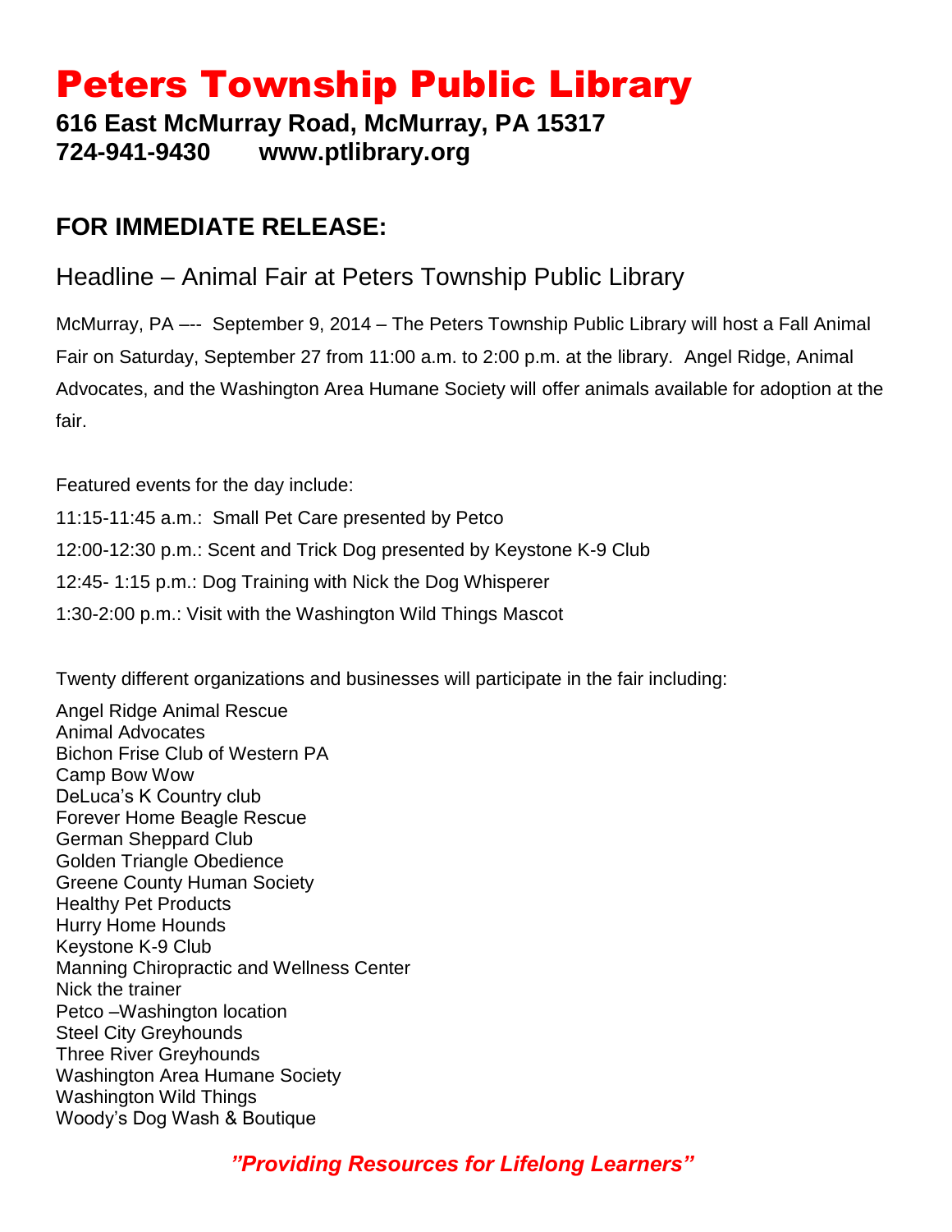# Peters Township Public Library

**616 East McMurray Road, McMurray, PA 15317**
**724-941-9430 www.ptlibrary.org**

## FOR IMMEDIATE RELEASE:

Headline – Animal Fair at Peters Township Public Library

McMurray, PA –-- September 9, 2014 – The Peters Township Public Library will host a Fall Animal Fair on Saturday, September 27 from 11:00 a.m. to 2:00 p.m. at the library. Angel Ridge, Animal Advocates, and the Washington Area Humane Society will offer animals available for adoption at the fair.

Featured events for the day include:

11:15-11:45 a.m.: Small Pet Care presented by Petco

12:00-12:30 p.m.: Scent and Trick Dog presented by Keystone K-9 Club

12:45- 1:15 p.m.: Dog Training with Nick the Dog Whisperer

1:30-2:00 p.m.: Visit with the Washington Wild Things Mascot

Twenty different organizations and businesses will participate in the fair including:

Angel Ridge Animal Rescue
Animal Advocates
Bichon Frise Club of Western PA
Camp Bow Wow
DeLuca's K Country club
Forever Home Beagle Rescue
German Sheppard Club
Golden Triangle Obedience
Greene County Human Society
Healthy Pet Products
Hurry Home Hounds
Keystone K-9 Club
Manning Chiropractic and Wellness Center
Nick the trainer
Petco –Washington location
Steel City Greyhounds
Three River Greyhounds
Washington Area Humane Society
Washington Wild Things
Woody's Dog Wash & Boutique

***"Providing Resources for Lifelong Learners"***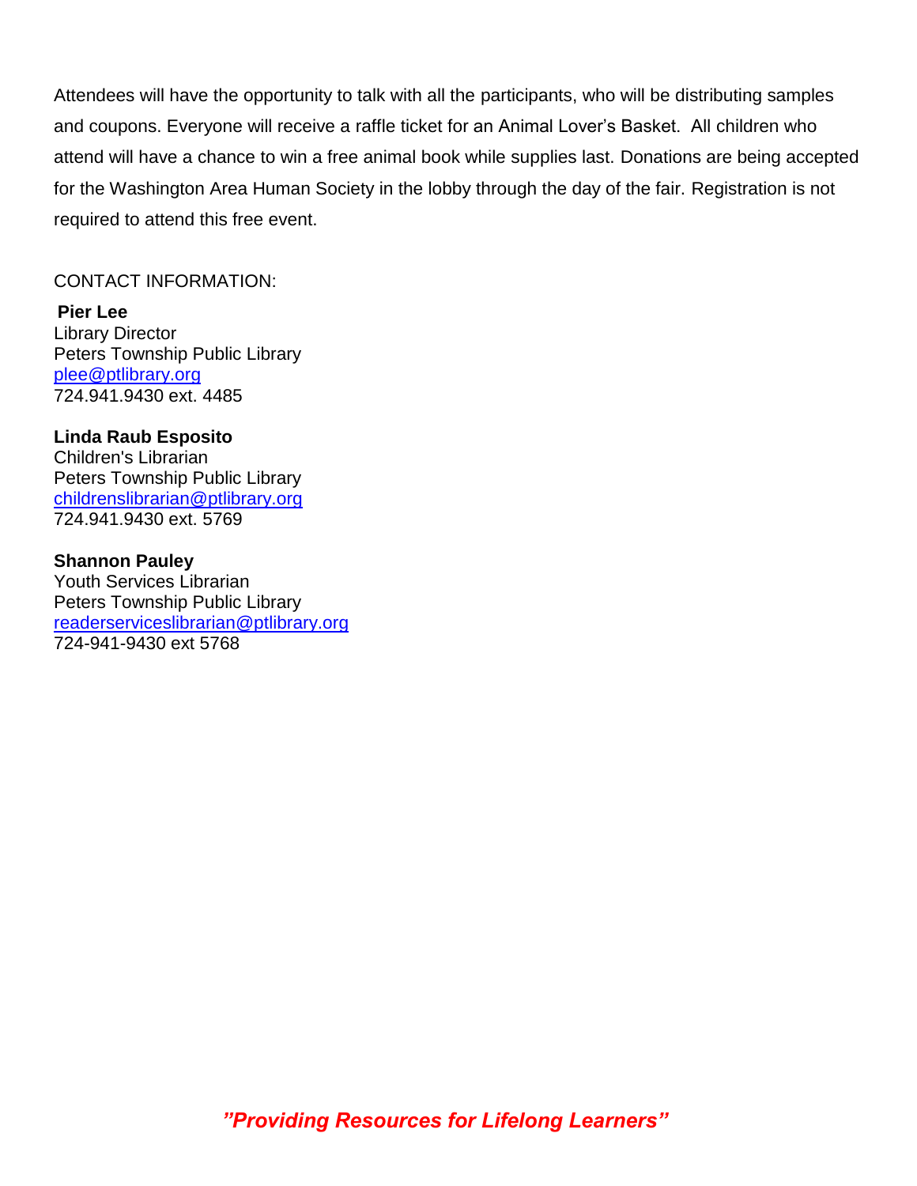Attendees will have the opportunity to talk with all the participants, who will be distributing samples and coupons. Everyone will receive a raffle ticket for an Animal Lover's Basket. All children who attend will have a chance to win a free animal book while supplies last. Donations are being accepted for the Washington Area Human Society in the lobby through the day of the fair. Registration is not required to attend this free event.

CONTACT INFORMATION:

**Pier Lee**
Library Director
Peters Township Public Library
plee@ptlibrary.org
724.941.9430 ext. 4485

**Linda Raub Esposito**
Children's Librarian
Peters Township Public Library
childrenslibrarian@ptlibrary.org
724.941.9430 ext. 5769

**Shannon Pauley**
Youth Services Librarian
Peters Township Public Library
readerserviceslibrarian@ptlibrary.org
724-941-9430 ext 5768

***"Providing Resources for Lifelong Learners"***